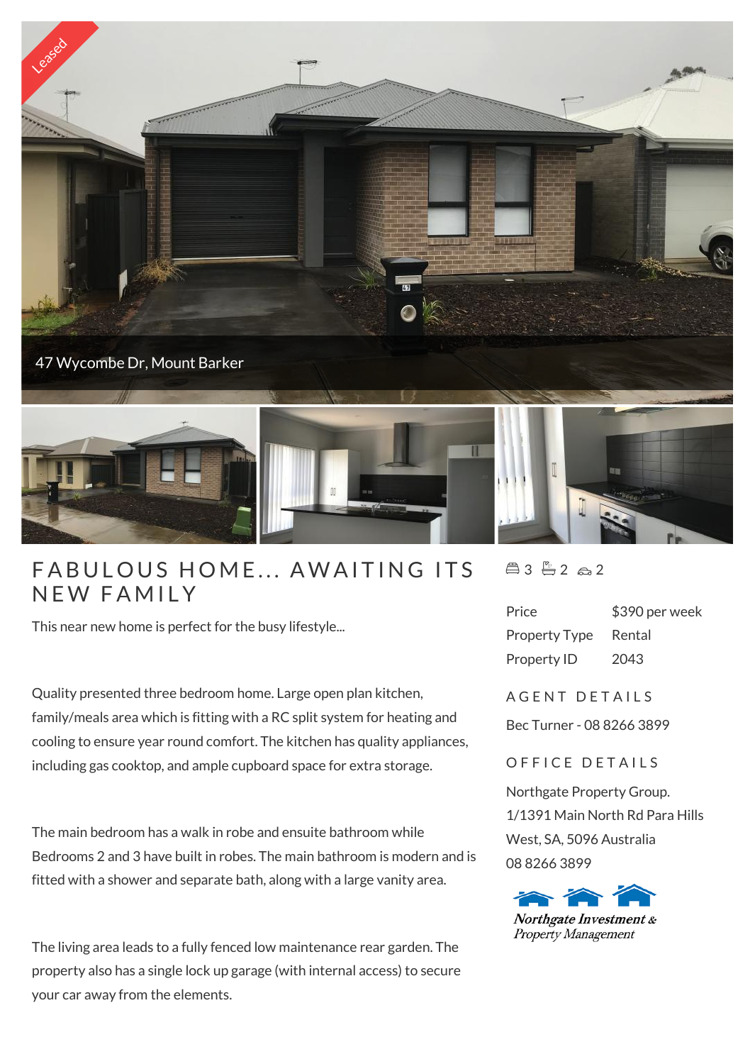Leased

47 Wycombe Dr, Mount Barker

# FABULOUS HOME... AWAITING ITS NEW FAMILY

This near new home is perfect for the busy lifestyle...

Quality presented three bedroom home. Large open plan kitchen, family/meals area which is fitting with a RC split system for heating and cooling to ensure year round comfort. The kitchen has quality appliances, including gas cooktop, and ample cupboard space for extra storage.

The main bedroom has a walk in robe and ensuite bathroom while Bedrooms 2 and 3 have built in robes. The main bathroom is modern and is fitted with a shower and separate bath, along with a large vanity area.

The living area leads to a fully fenced low maintenance rear garden. The property also has a single lock up garage (with internal access) to secure your car away from the elements.

3 2 2

| | |
|---|---|
| Price | $390 per week |
| Property Type | Rental |
| Property ID | 2043 |

## AGENT DETAILS

Bec Turner - 08 8266 3899

## OFFICE DETAILS

Northgate Property Group.
1/1391 Main North Rd Para Hills West, SA, 5096 Australia
08 8266 3899

Northgate Investment & Property Management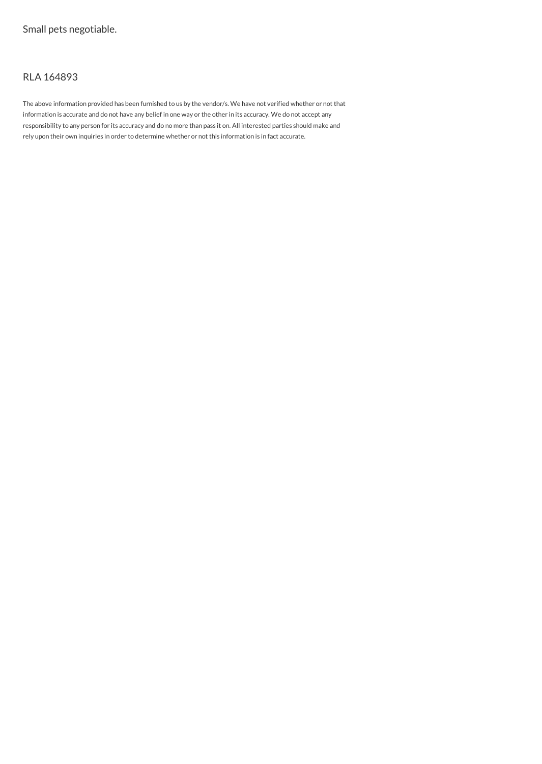Small pets negotiable.

RLA 164893

The above information provided has been furnished to us by the vendor/s. We have not verified whether or not that information is accurate and do not have any belief in one way or the other in its accuracy. We do not accept any responsibility to any person for its accuracy and do no more than pass it on. All interested parties should make and rely upon their own inquiries in order to determine whether or not this information is in fact accurate.